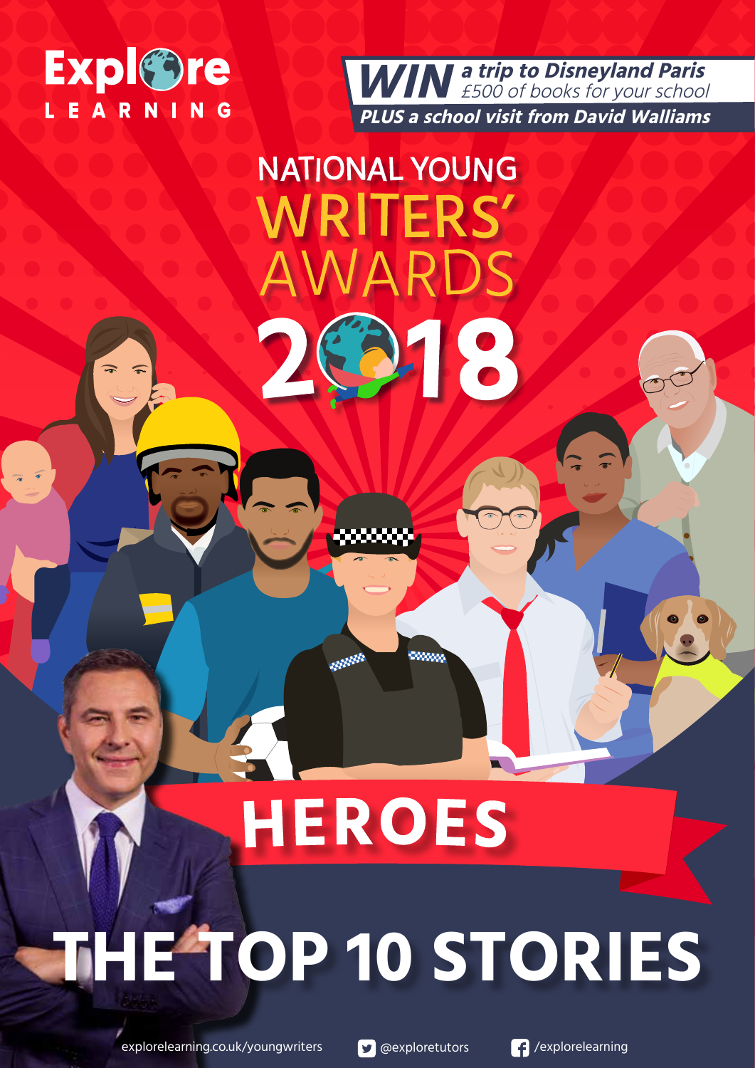Explore LEARNING

**WIN** *a trip to Disneyland Paris*
*£500 of books for your school*
***PLUS a school visit from David Walliams***

# NATIONAL YOUNG WRITERS' AWARDS 2018

## HEROES

# THE TOP 10 STORIES

explorelearning.co.uk/youngwriters @exploretutors /explorelearning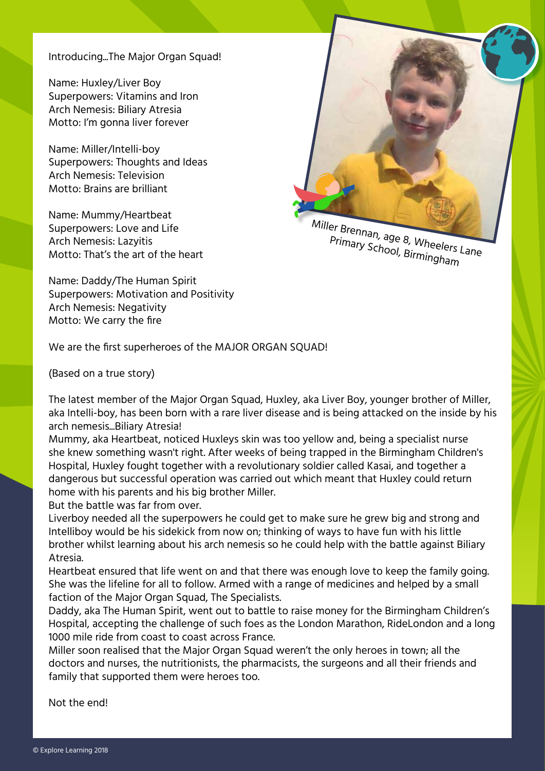Introducing...The Major Organ Squad!

Name: Huxley/Liver Boy
Superpowers: Vitamins and Iron
Arch Nemesis: Biliary Atresia
Motto: I'm gonna liver forever

Name: Miller/Intelli-boy
Superpowers: Thoughts and Ideas
Arch Nemesis: Television
Motto: Brains are brilliant

Name: Mummy/Heartbeat
Superpowers: Love and Life
Arch Nemesis: Lazyitis
Motto: That's the art of the heart

Name: Daddy/The Human Spirit
Superpowers: Motivation and Positivity
Arch Nemesis: Negativity
Motto: We carry the fire

Miller Brennan, age 8, Wheelers Lane Primary School, Birmingham

We are the first superheroes of the MAJOR ORGAN SQUAD!

(Based on a true story)

The latest member of the Major Organ Squad, Huxley, aka Liver Boy, younger brother of Miller, aka Intelli-boy, has been born with a rare liver disease and is being attacked on the inside by his arch nemesis...Biliary Atresia!

Mummy, aka Heartbeat, noticed Huxleys skin was too yellow and, being a specialist nurse she knew something wasn't right. After weeks of being trapped in the Birmingham Children's Hospital, Huxley fought together with a revolutionary soldier called Kasai, and together a dangerous but successful operation was carried out which meant that Huxley could return home with his parents and his big brother Miller.

But the battle was far from over.

Liverboy needed all the superpowers he could get to make sure he grew big and strong and Intelliboy would be his sidekick from now on; thinking of ways to have fun with his little brother whilst learning about his arch nemesis so he could help with the battle against Biliary Atresia.

Heartbeat ensured that life went on and that there was enough love to keep the family going. She was the lifeline for all to follow. Armed with a range of medicines and helped by a small faction of the Major Organ Squad, The Specialists.

Daddy, aka The Human Spirit, went out to battle to raise money for the Birmingham Children's Hospital, accepting the challenge of such foes as the London Marathon, RideLondon and a long 1000 mile ride from coast to coast across France.

Miller soon realised that the Major Organ Squad weren't the only heroes in town; all the doctors and nurses, the nutritionists, the pharmacists, the surgeons and all their friends and family that supported them were heroes too.

Not the end!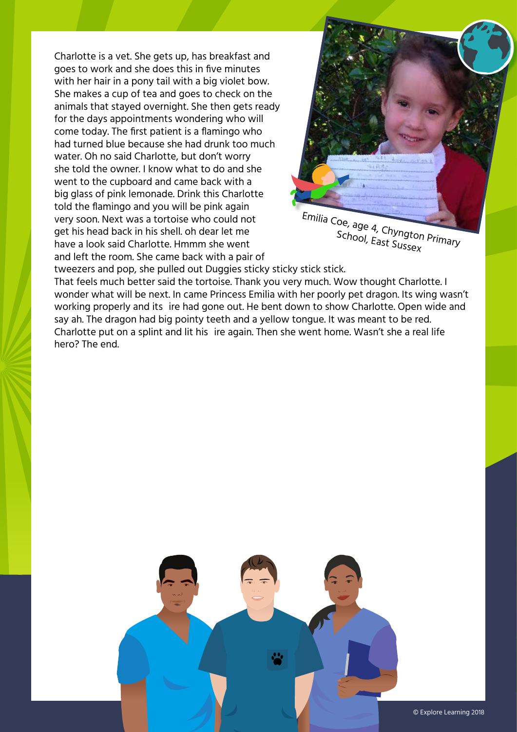Charlotte is a vet. She gets up, has breakfast and goes to work and she does this in five minutes with her hair in a pony tail with a big violet bow. She makes a cup of tea and goes to check on the animals that stayed overnight. She then gets ready for the days appointments wondering who will come today. The first patient is a flamingo who had turned blue because she had drunk too much water. Oh no said Charlotte, but don't worry she told the owner. I know what to do and she went to the cupboard and came back with a big glass of pink lemonade. Drink this Charlotte told the flamingo and you will be pink again very soon. Next was a tortoise who could not get his head back in his shell. oh dear let me have a look said Charlotte. Hmmm she went and left the room. She came back with a pair of tweezers and pop, she pulled out Duggies sticky sticky stick stick. That feels much better said the tortoise. Thank you very much. Wow thought Charlotte. I wonder what will be next. In came Princess Emilia with her poorly pet dragon. Its wing wasn't working properly and its ire had gone out. He bent down to show Charlotte. Open wide and say ah. The dragon had big pointy teeth and a yellow tongue. It was meant to be red. Charlotte put on a splint and lit his ire again. Then she went home. Wasn't she a real life hero? The end.

Emilia Coe, age 4, Chyngton Primary School, East Sussex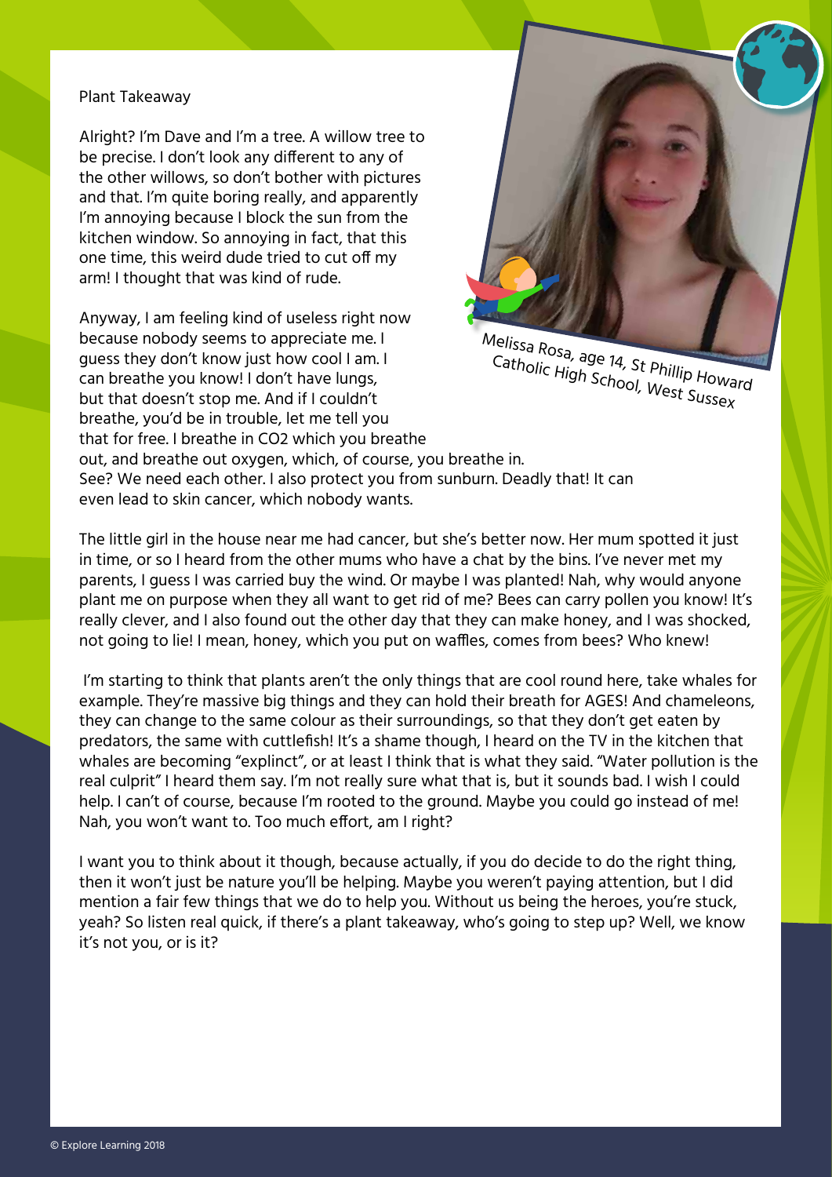# Plant Takeaway

Alright? I'm Dave and I'm a tree. A willow tree to be precise. I don't look any different to any of the other willows, so don't bother with pictures and that. I'm quite boring really, and apparently I'm annoying because I block the sun from the kitchen window. So annoying in fact, that this one time, this weird dude tried to cut off my arm! I thought that was kind of rude.

Anyway, I am feeling kind of useless right now because nobody seems to appreciate me. I guess they don't know just how cool I am. I can breathe you know! I don't have lungs, but that doesn't stop me. And if I couldn't breathe, you'd be in trouble, let me tell you that for free. I breathe in $CO_2$ which you breathe out, and breathe out oxygen, which, of course, you breathe in. See? We need each other. I also protect you from sunburn. Deadly that! It can even lead to skin cancer, which nobody wants.

Melissa Rosa, age 14, St Phillip Howard Catholic High School, West Sussex

The little girl in the house near me had cancer, but she's better now. Her mum spotted it just in time, or so I heard from the other mums who have a chat by the bins. I've never met my parents, I guess I was carried buy the wind. Or maybe I was planted! Nah, why would anyone plant me on purpose when they all want to get rid of me? Bees can carry pollen you know! It's really clever, and I also found out the other day that they can make honey, and I was shocked, not going to lie! I mean, honey, which you put on waffles, comes from bees? Who knew!

I'm starting to think that plants aren't the only things that are cool round here, take whales for example. They're massive big things and they can hold their breath for AGES! And chameleons, they can change to the same colour as their surroundings, so that they don't get eaten by predators, the same with cuttlefish! It's a shame though, I heard on the TV in the kitchen that whales are becoming "explinct", or at least I think that is what they said. "Water pollution is the real culprit" I heard them say. I'm not really sure what that is, but it sounds bad. I wish I could help. I can't of course, because I'm rooted to the ground. Maybe you could go instead of me! Nah, you won't want to. Too much effort, am I right?

I want you to think about it though, because actually, if you do decide to do the right thing, then it won't just be nature you'll be helping. Maybe you weren't paying attention, but I did mention a fair few things that we do to help you. Without us being the heroes, you're stuck, yeah? So listen real quick, if there's a plant takeaway, who's going to step up? Well, we know it's not you, or is it?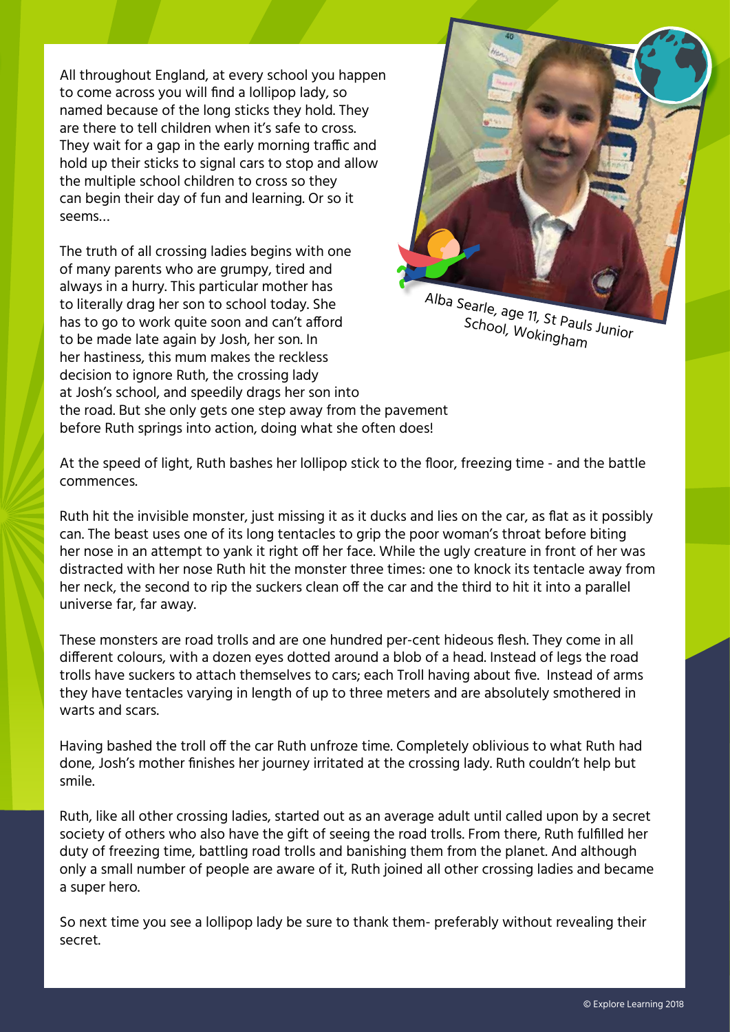All throughout England, at every school you happen to come across you will find a lollipop lady, so named because of the long sticks they hold. They are there to tell children when it's safe to cross. They wait for a gap in the early morning traffic and hold up their sticks to signal cars to stop and allow the multiple school children to cross so they can begin their day of fun and learning. Or so it seems…

Alba Searle, age 11, St Pauls Junior School, Wokingham

The truth of all crossing ladies begins with one of many parents who are grumpy, tired and always in a hurry. This particular mother has to literally drag her son to school today. She has to go to work quite soon and can't afford to be made late again by Josh, her son. In her hastiness, this mum makes the reckless decision to ignore Ruth, the crossing lady at Josh's school, and speedily drags her son into the road. But she only gets one step away from the pavement before Ruth springs into action, doing what she often does!

At the speed of light, Ruth bashes her lollipop stick to the floor, freezing time - and the battle commences.

Ruth hit the invisible monster, just missing it as it ducks and lies on the car, as flat as it possibly can. The beast uses one of its long tentacles to grip the poor woman's throat before biting her nose in an attempt to yank it right off her face. While the ugly creature in front of her was distracted with her nose Ruth hit the monster three times: one to knock its tentacle away from her neck, the second to rip the suckers clean off the car and the third to hit it into a parallel universe far, far away.

These monsters are road trolls and are one hundred per-cent hideous flesh. They come in all different colours, with a dozen eyes dotted around a blob of a head. Instead of legs the road trolls have suckers to attach themselves to cars; each Troll having about five. Instead of arms they have tentacles varying in length of up to three meters and are absolutely smothered in warts and scars.

Having bashed the troll off the car Ruth unfroze time. Completely oblivious to what Ruth had done, Josh's mother finishes her journey irritated at the crossing lady. Ruth couldn't help but smile.

Ruth, like all other crossing ladies, started out as an average adult until called upon by a secret society of others who also have the gift of seeing the road trolls. From there, Ruth fulfilled her duty of freezing time, battling road trolls and banishing them from the planet. And although only a small number of people are aware of it, Ruth joined all other crossing ladies and became a super hero.

So next time you see a lollipop lady be sure to thank them- preferably without revealing their secret.

© Explore Learning 2018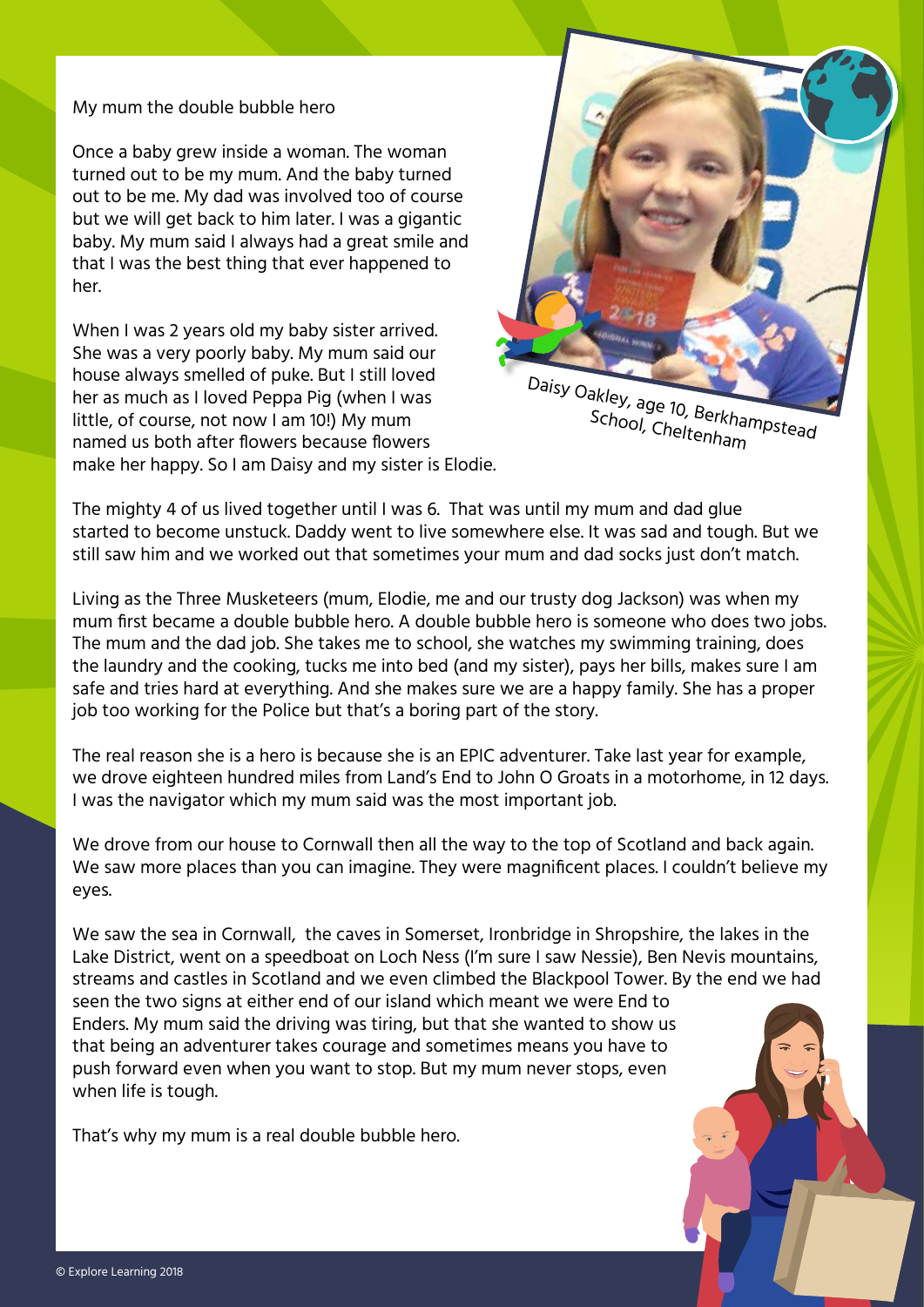# My mum the double bubble hero

Once a baby grew inside a woman. The woman turned out to be my mum. And the baby turned out to be me. My dad was involved too of course but we will get back to him later. I was a gigantic baby. My mum said I always had a great smile and that I was the best thing that ever happened to her.

When I was 2 years old my baby sister arrived. She was a very poorly baby. My mum said our house always smelled of puke. But I still loved her as much as I loved Peppa Pig (when I was little, of course, not now I am 10!) My mum named us both after flowers because flowers make her happy. So I am Daisy and my sister is Elodie.

Daisy Oakley, age 10, Berkhampstead School, Cheltenham

The mighty 4 of us lived together until I was 6. That was until my mum and dad glue started to become unstuck. Daddy went to live somewhere else. It was sad and tough. But we still saw him and we worked out that sometimes your mum and dad socks just don't match.

Living as the Three Musketeers (mum, Elodie, me and our trusty dog Jackson) was when my mum first became a double bubble hero. A double bubble hero is someone who does two jobs. The mum and the dad job. She takes me to school, she watches my swimming training, does the laundry and the cooking, tucks me into bed (and my sister), pays her bills, makes sure I am safe and tries hard at everything. And she makes sure we are a happy family. She has a proper job too working for the Police but that's a boring part of the story.

The real reason she is a hero is because she is an EPIC adventurer. Take last year for example, we drove eighteen hundred miles from Land's End to John O Groats in a motorhome, in 12 days. I was the navigator which my mum said was the most important job.

We drove from our house to Cornwall then all the way to the top of Scotland and back again. We saw more places than you can imagine. They were magnificent places. I couldn't believe my eyes.

We saw the sea in Cornwall, the caves in Somerset, Ironbridge in Shropshire, the lakes in the Lake District, went on a speedboat on Loch Ness (I'm sure I saw Nessie), Ben Nevis mountains, streams and castles in Scotland and we even climbed the Blackpool Tower. By the end we had seen the two signs at either end of our island which meant we were End to Enders. My mum said the driving was tiring, but that she wanted to show us that being an adventurer takes courage and sometimes means you have to push forward even when you want to stop. But my mum never stops, even when life is tough.

That's why my mum is a real double bubble hero.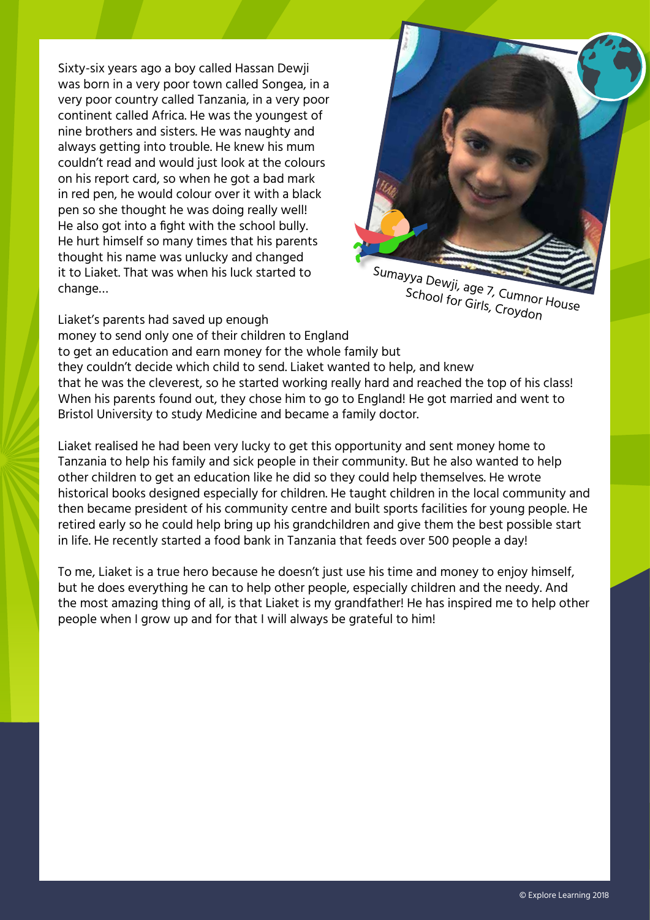Sixty-six years ago a boy called Hassan Dewji was born in a very poor town called Songea, in a very poor country called Tanzania, in a very poor continent called Africa. He was the youngest of nine brothers and sisters. He was naughty and always getting into trouble. He knew his mum couldn't read and would just look at the colours on his report card, so when he got a bad mark in red pen, he would colour over it with a black pen so she thought he was doing really well! He also got into a fight with the school bully. He hurt himself so many times that his parents thought his name was unlucky and changed it to Liaket. That was when his luck started to change...

Sumayya Dewji, age 7, Cumnor House School for Girls, Croydon

Liaket's parents had saved up enough money to send only one of their children to England to get an education and earn money for the whole family but they couldn't decide which child to send. Liaket wanted to help, and knew that he was the cleverest, so he started working really hard and reached the top of his class! When his parents found out, they chose him to go to England! He got married and went to Bristol University to study Medicine and became a family doctor.

Liaket realised he had been very lucky to get this opportunity and sent money home to Tanzania to help his family and sick people in their community. But he also wanted to help other children to get an education like he did so they could help themselves. He wrote historical books designed especially for children. He taught children in the local community and then became president of his community centre and built sports facilities for young people. He retired early so he could help bring up his grandchildren and give them the best possible start in life. He recently started a food bank in Tanzania that feeds over 500 people a day!

To me, Liaket is a true hero because he doesn't just use his time and money to enjoy himself, but he does everything he can to help other people, especially children and the needy. And the most amazing thing of all, is that Liaket is my grandfather! He has inspired me to help other people when I grow up and for that I will always be grateful to him!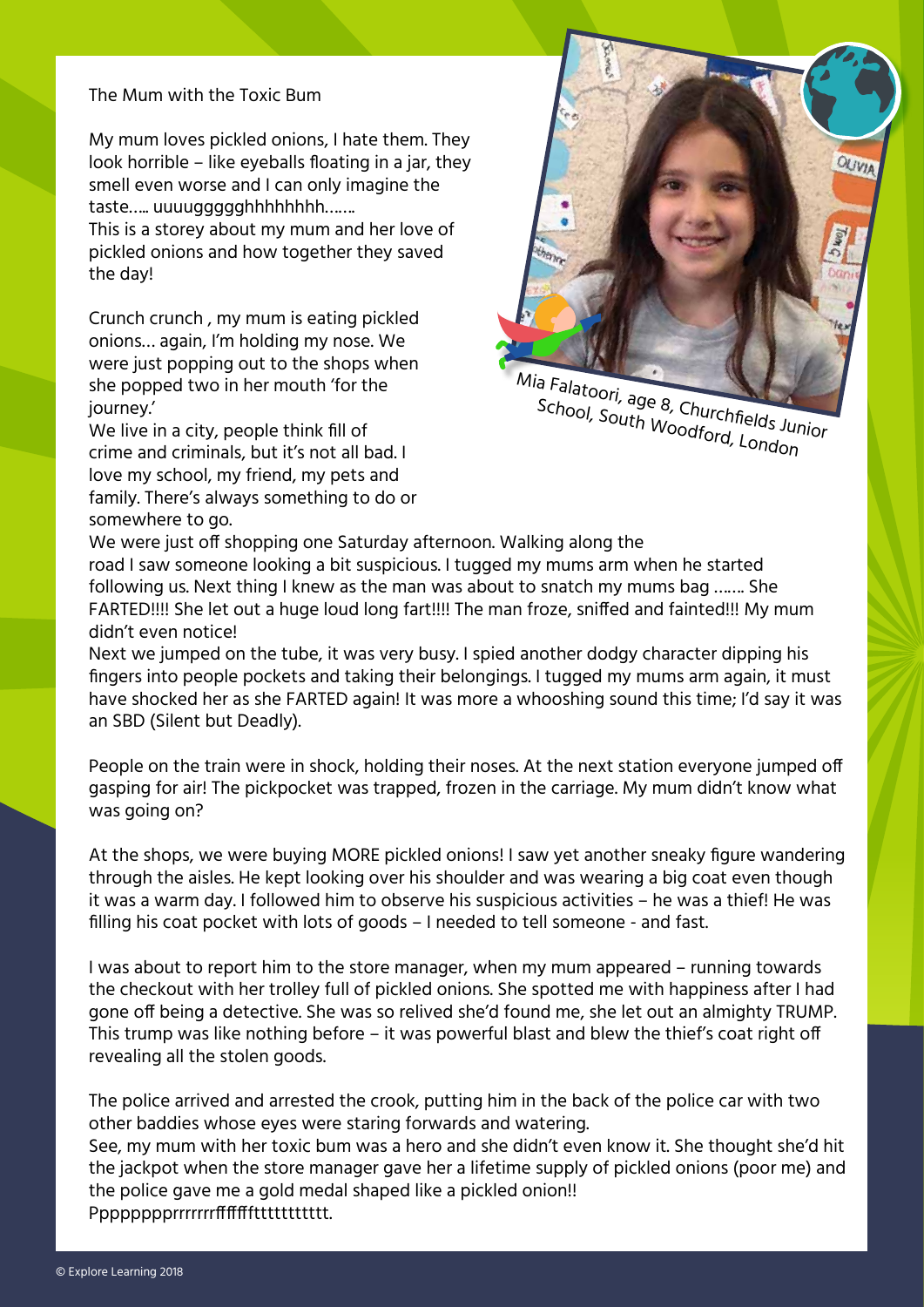# The Mum with the Toxic Bum

My mum loves pickled onions, I hate them. They look horrible – like eyeballs floating in a jar, they smell even worse and I can only imagine the taste….. uuuuggggghhhhhhhh…...
This is a storey about my mum and her love of pickled onions and how together they saved the day!

Crunch crunch , my mum is eating pickled onions… again, I'm holding my nose. We were just popping out to the shops when she popped two in her mouth 'for the journey.'
We live in a city, people think fill of crime and criminals, but it's not all bad. I love my school, my friend, my pets and family. There's always something to do or somewhere to go.
We were just off shopping one Saturday afternoon. Walking along the road I saw someone looking a bit suspicious. I tugged my mums arm when he started following us. Next thing I knew as the man was about to snatch my mums bag ……. She FARTED!!!! She let out a huge loud long fart!!!! The man froze, sniffed and fainted!!! My mum didn't even notice!
Next we jumped on the tube, it was very busy. I spied another dodgy character dipping his fingers into people pockets and taking their belongings. I tugged my mums arm again, it must have shocked her as she FARTED again! It was more a whooshing sound this time; I'd say it was an SBD (Silent but Deadly).

People on the train were in shock, holding their noses. At the next station everyone jumped off gasping for air! The pickpocket was trapped, frozen in the carriage. My mum didn't know what was going on?

At the shops, we were buying MORE pickled onions! I saw yet another sneaky figure wandering through the aisles. He kept looking over his shoulder and was wearing a big coat even though it was a warm day. I followed him to observe his suspicious activities – he was a thief! He was filling his coat pocket with lots of goods – I needed to tell someone - and fast.

I was about to report him to the store manager, when my mum appeared – running towards the checkout with her trolley full of pickled onions. She spotted me with happiness after I had gone off being a detective. She was so relived she'd found me, she let out an almighty TRUMP. This trump was like nothing before – it was powerful blast and blew the thief's coat right off revealing all the stolen goods.

The police arrived and arrested the crook, putting him in the back of the police car with two other baddies whose eyes were staring forwards and watering.
See, my mum with her toxic bum was a hero and she didn't even know it. She thought she'd hit the jackpot when the store manager gave her a lifetime supply of pickled onions (poor me) and the police gave me a gold medal shaped like a pickled onion!!
Pppppppprrrrrrrffffffftttttttttttt.

Mia Falatoori, age 8, Churchfields Junior School, South Woodford, London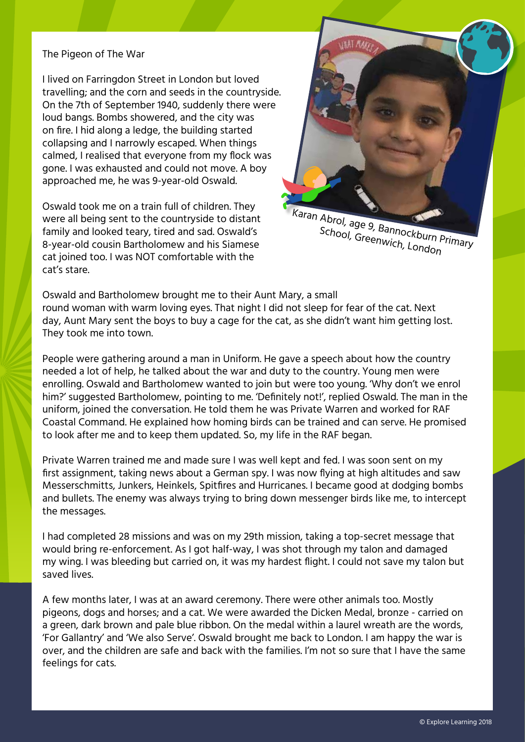# The Pigeon of The War

I lived on Farringdon Street in London but loved travelling; and the corn and seeds in the countryside. On the 7th of September 1940, suddenly there were loud bangs. Bombs showered, and the city was on fire. I hid along a ledge, the building started collapsing and I narrowly escaped. When things calmed, I realised that everyone from my flock was gone. I was exhausted and could not move. A boy approached me, he was 9-year-old Oswald.

Oswald took me on a train full of children. They were all being sent to the countryside to distant family and looked teary, tired and sad. Oswald's 8-year-old cousin Bartholomew and his Siamese cat joined too. I was NOT comfortable with the cat's stare.

Karan Abrol, age 9, Bannockburn Primary School, Greenwich, London

Oswald and Bartholomew brought me to their Aunt Mary, a small round woman with warm loving eyes. That night I did not sleep for fear of the cat. Next day, Aunt Mary sent the boys to buy a cage for the cat, as she didn't want him getting lost. They took me into town.

People were gathering around a man in Uniform. He gave a speech about how the country needed a lot of help, he talked about the war and duty to the country. Young men were enrolling. Oswald and Bartholomew wanted to join but were too young. 'Why don't we enrol him?' suggested Bartholomew, pointing to me. 'Definitely not!', replied Oswald. The man in the uniform, joined the conversation. He told them he was Private Warren and worked for RAF Coastal Command. He explained how homing birds can be trained and can serve. He promised to look after me and to keep them updated. So, my life in the RAF began.

Private Warren trained me and made sure I was well kept and fed. I was soon sent on my first assignment, taking news about a German spy. I was now flying at high altitudes and saw Messerschmitts, Junkers, Heinkels, Spitfires and Hurricanes. I became good at dodging bombs and bullets. The enemy was always trying to bring down messenger birds like me, to intercept the messages.

I had completed 28 missions and was on my 29th mission, taking a top-secret message that would bring re-enforcement. As I got half-way, I was shot through my talon and damaged my wing. I was bleeding but carried on, it was my hardest flight. I could not save my talon but saved lives.

A few months later, I was at an award ceremony. There were other animals too. Mostly pigeons, dogs and horses; and a cat. We were awarded the Dicken Medal, bronze - carried on a green, dark brown and pale blue ribbon. On the medal within a laurel wreath are the words, 'For Gallantry' and 'We also Serve'. Oswald brought me back to London. I am happy the war is over, and the children are safe and back with the families. I'm not so sure that I have the same feelings for cats.

© Explore Learning 2018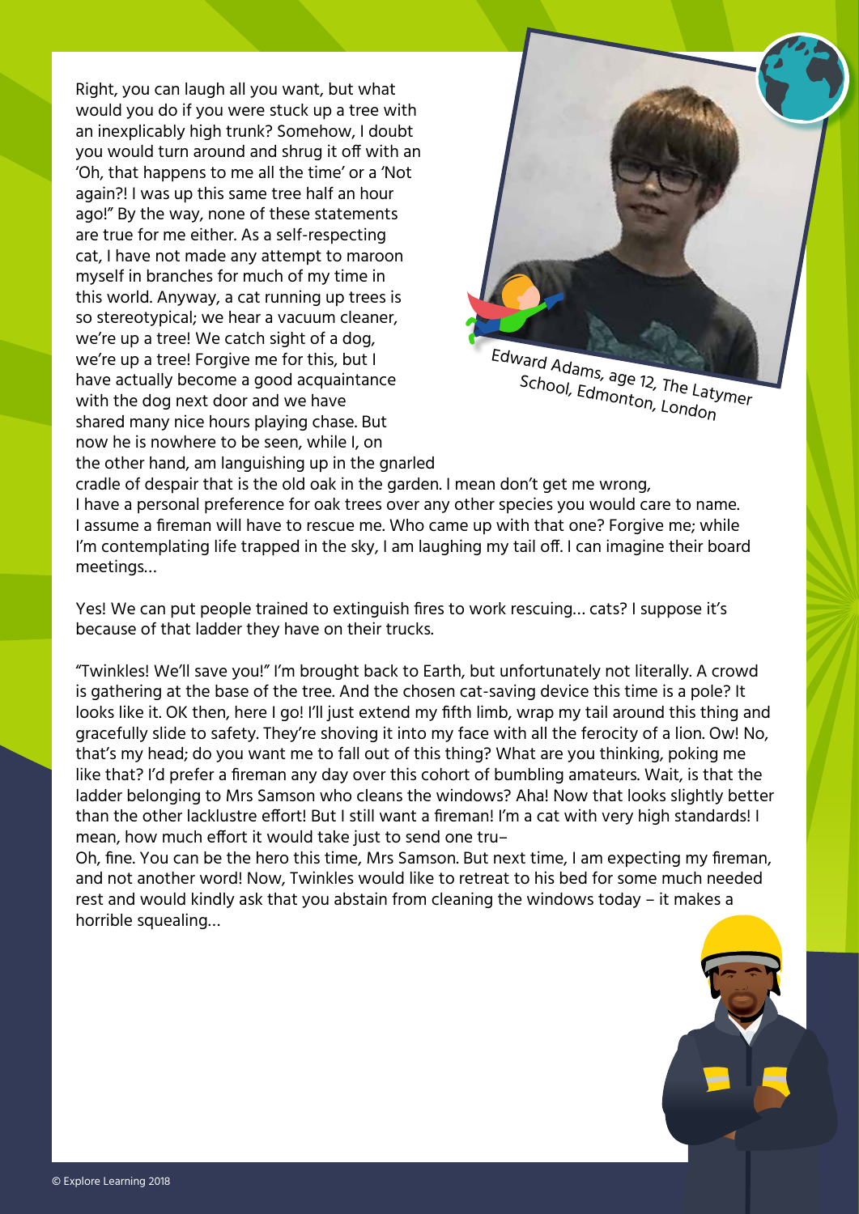Right, you can laugh all you want, but what would you do if you were stuck up a tree with an inexplicably high trunk? Somehow, I doubt you would turn around and shrug it off with an 'Oh, that happens to me all the time' or a 'Not again?! I was up this same tree half an hour ago!" By the way, none of these statements are true for me either. As a self-respecting cat, I have not made any attempt to maroon myself in branches for much of my time in this world. Anyway, a cat running up trees is so stereotypical; we hear a vacuum cleaner, we're up a tree! We catch sight of a dog, we're up a tree! Forgive me for this, but I have actually become a good acquaintance with the dog next door and we have shared many nice hours playing chase. But now he is nowhere to be seen, while I, on the other hand, am languishing up in the gnarled cradle of despair that is the old oak in the garden. I mean don't get me wrong, I have a personal preference for oak trees over any other species you would care to name. I assume a fireman will have to rescue me. Who came up with that one? Forgive me; while I'm contemplating life trapped in the sky, I am laughing my tail off. I can imagine their board meetings...

Edward Adams, age 12, The Latymer School, Edmonton, London

Yes! We can put people trained to extinguish fires to work rescuing... cats? I suppose it's because of that ladder they have on their trucks.

"Twinkles! We'll save you!" I'm brought back to Earth, but unfortunately not literally. A crowd is gathering at the base of the tree. And the chosen cat-saving device this time is a pole? It looks like it. OK then, here I go! I'll just extend my fifth limb, wrap my tail around this thing and gracefully slide to safety. They're shoving it into my face with all the ferocity of a lion. Ow! No, that's my head; do you want me to fall out of this thing? What are you thinking, poking me like that? I'd prefer a fireman any day over this cohort of bumbling amateurs. Wait, is that the ladder belonging to Mrs Samson who cleans the windows? Aha! Now that looks slightly better than the other lacklustre effort! But I still want a fireman! I'm a cat with very high standards! I mean, how much effort it would take just to send one tru–

Oh, fine. You can be the hero this time, Mrs Samson. But next time, I am expecting my fireman, and not another word! Now, Twinkles would like to retreat to his bed for some much needed rest and would kindly ask that you abstain from cleaning the windows today – it makes a horrible squealing...

© Explore Learning 2018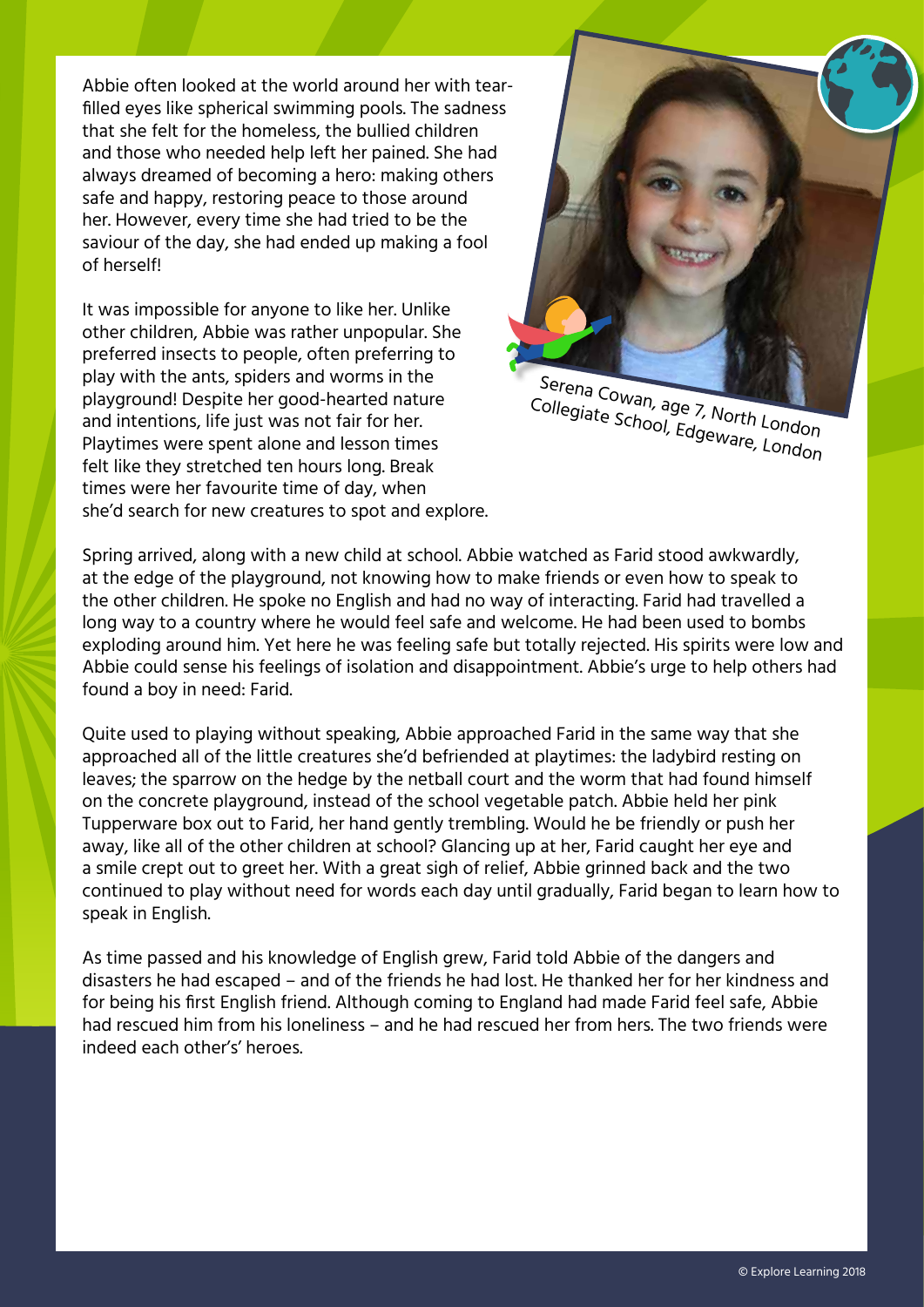Abbie often looked at the world around her with tear-filled eyes like spherical swimming pools. The sadness that she felt for the homeless, the bullied children and those who needed help left her pained. She had always dreamed of becoming a hero: making others safe and happy, restoring peace to those around her. However, every time she had tried to be the saviour of the day, she had ended up making a fool of herself!

It was impossible for anyone to like her. Unlike other children, Abbie was rather unpopular. She preferred insects to people, often preferring to play with the ants, spiders and worms in the playground! Despite her good-hearted nature and intentions, life just was not fair for her. Playtimes were spent alone and lesson times felt like they stretched ten hours long. Break times were her favourite time of day, when she'd search for new creatures to spot and explore.

Serena Cowan, age 7, North London Collegiate School, Edgeware, London

Spring arrived, along with a new child at school. Abbie watched as Farid stood awkwardly, at the edge of the playground, not knowing how to make friends or even how to speak to the other children. He spoke no English and had no way of interacting. Farid had travelled a long way to a country where he would feel safe and welcome. He had been used to bombs exploding around him. Yet here he was feeling safe but totally rejected. His spirits were low and Abbie could sense his feelings of isolation and disappointment. Abbie's urge to help others had found a boy in need: Farid.

Quite used to playing without speaking, Abbie approached Farid in the same way that she approached all of the little creatures she'd befriended at playtimes: the ladybird resting on leaves; the sparrow on the hedge by the netball court and the worm that had found himself on the concrete playground, instead of the school vegetable patch. Abbie held her pink Tupperware box out to Farid, her hand gently trembling. Would he be friendly or push her away, like all of the other children at school? Glancing up at her, Farid caught her eye and a smile crept out to greet her. With a great sigh of relief, Abbie grinned back and the two continued to play without need for words each day until gradually, Farid began to learn how to speak in English.

As time passed and his knowledge of English grew, Farid told Abbie of the dangers and disasters he had escaped – and of the friends he had lost. He thanked her for her kindness and for being his first English friend. Although coming to England had made Farid feel safe, Abbie had rescued him from his loneliness – and he had rescued her from hers. The two friends were indeed each other's' heroes.

© Explore Learning 2018